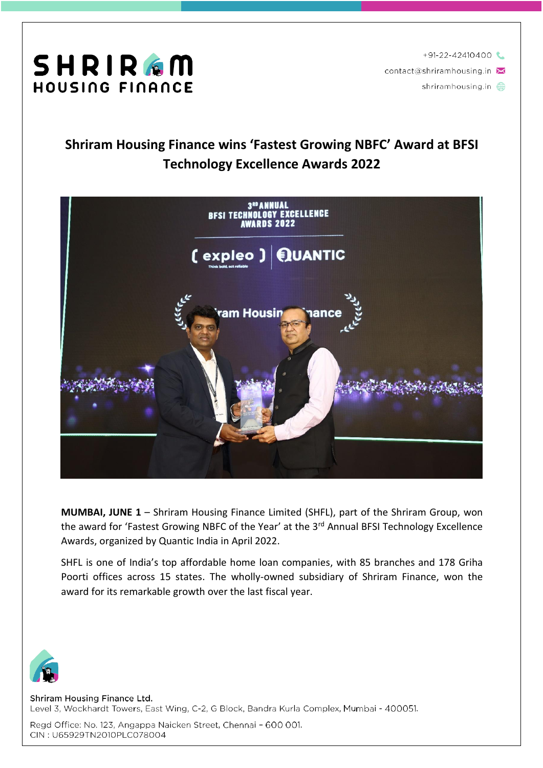+91-22-42410400

contact@shriramhousing.in

shriramhousing.in

# Shriram Housing Finance wins 'Fastest Growing NBFC' Award at BFSI Technology Excellence Awards 2022

**MUMBAI, JUNE 1** – Shriram Housing Finance Limited (SHFL), part of the Shriram Group, won the award for 'Fastest Growing NBFC of the Year' at the 3rd Annual BFSI Technology Excellence Awards, organized by Quantic India in April 2022.

SHFL is one of India's top affordable home loan companies, with 85 branches and 178 Griha Poorti offices across 15 states. The wholly-owned subsidiary of Shriram Finance, won the award for its remarkable growth over the last fiscal year.

Shriram Housing Finance Ltd.
Level 3, Wockhardt Towers, East Wing, C-2, G Block, Bandra Kurla Complex, Mumbai - 400051.

Regd Office: No. 123, Angappa Naicken Street, Chennai – 600 001.
CIN : U65929TN2010PLC078004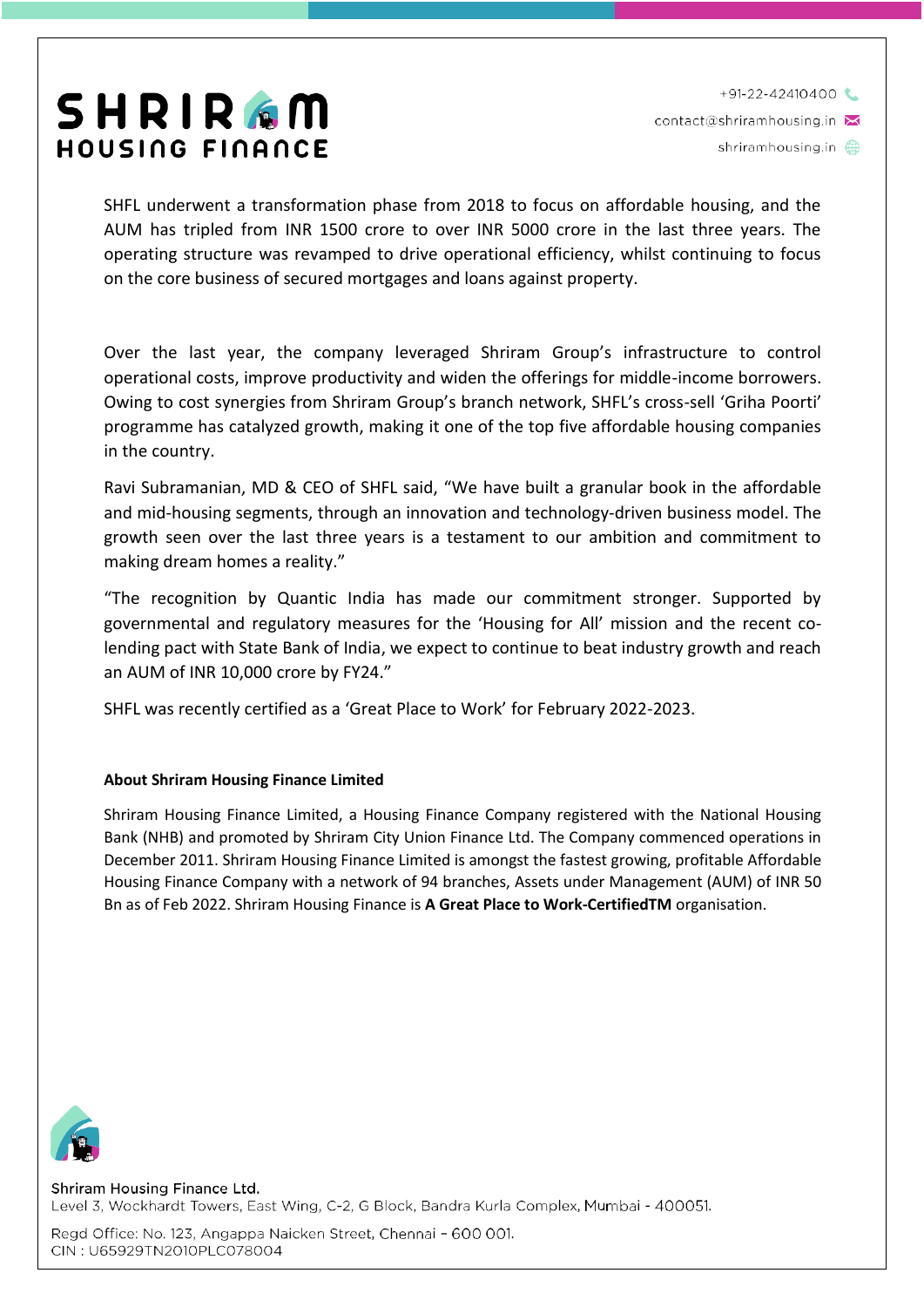SHFL underwent a transformation phase from 2018 to focus on affordable housing, and the AUM has tripled from INR 1500 crore to over INR 5000 crore in the last three years. The operating structure was revamped to drive operational efficiency, whilst continuing to focus on the core business of secured mortgages and loans against property.

Over the last year, the company leveraged Shriram Group's infrastructure to control operational costs, improve productivity and widen the offerings for middle-income borrowers. Owing to cost synergies from Shriram Group's branch network, SHFL's cross-sell 'Griha Poorti' programme has catalyzed growth, making it one of the top five affordable housing companies in the country.

Ravi Subramanian, MD & CEO of SHFL said, "We have built a granular book in the affordable and mid-housing segments, through an innovation and technology-driven business model. The growth seen over the last three years is a testament to our ambition and commitment to making dream homes a reality."

"The recognition by Quantic India has made our commitment stronger. Supported by governmental and regulatory measures for the 'Housing for All' mission and the recent co-lending pact with State Bank of India, we expect to continue to beat industry growth and reach an AUM of INR 10,000 crore by FY24."

SHFL was recently certified as a 'Great Place to Work' for February 2022-2023.

**About Shriram Housing Finance Limited**

Shriram Housing Finance Limited, a Housing Finance Company registered with the National Housing Bank (NHB) and promoted by Shriram City Union Finance Ltd. The Company commenced operations in December 2011. Shriram Housing Finance Limited is amongst the fastest growing, profitable Affordable Housing Finance Company with a network of 94 branches, Assets under Management (AUM) of INR 50 Bn as of Feb 2022. Shriram Housing Finance is **A Great Place to Work-CertifiedTM** organisation.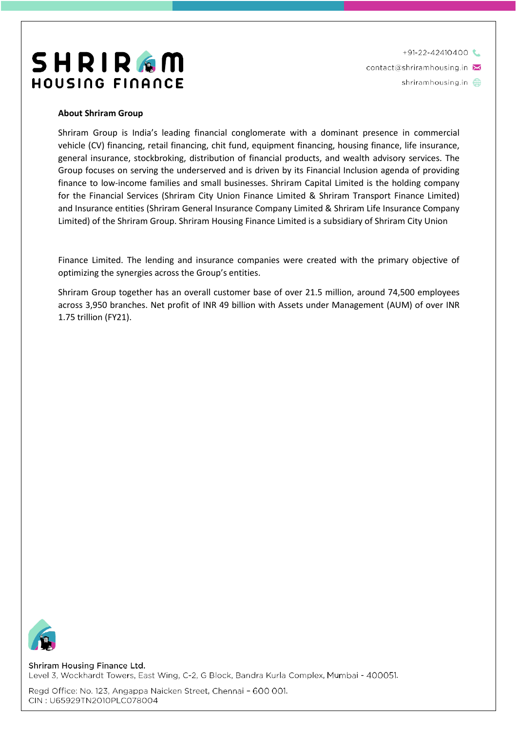## About Shriram Group

Shriram Group is India's leading financial conglomerate with a dominant presence in commercial vehicle (CV) financing, retail financing, chit fund, equipment financing, housing finance, life insurance, general insurance, stockbroking, distribution of financial products, and wealth advisory services. The Group focuses on serving the underserved and is driven by its Financial Inclusion agenda of providing finance to low-income families and small businesses. Shriram Capital Limited is the holding company for the Financial Services (Shriram City Union Finance Limited & Shriram Transport Finance Limited) and Insurance entities (Shriram General Insurance Company Limited & Shriram Life Insurance Company Limited) of the Shriram Group. Shriram Housing Finance Limited is a subsidiary of Shriram City Union Finance Limited. The lending and insurance companies were created with the primary objective of optimizing the synergies across the Group's entities.

Shriram Group together has an overall customer base of over 21.5 million, around 74,500 employees across 3,950 branches. Net profit of INR 49 billion with Assets under Management (AUM) of over INR 1.75 trillion (FY21).